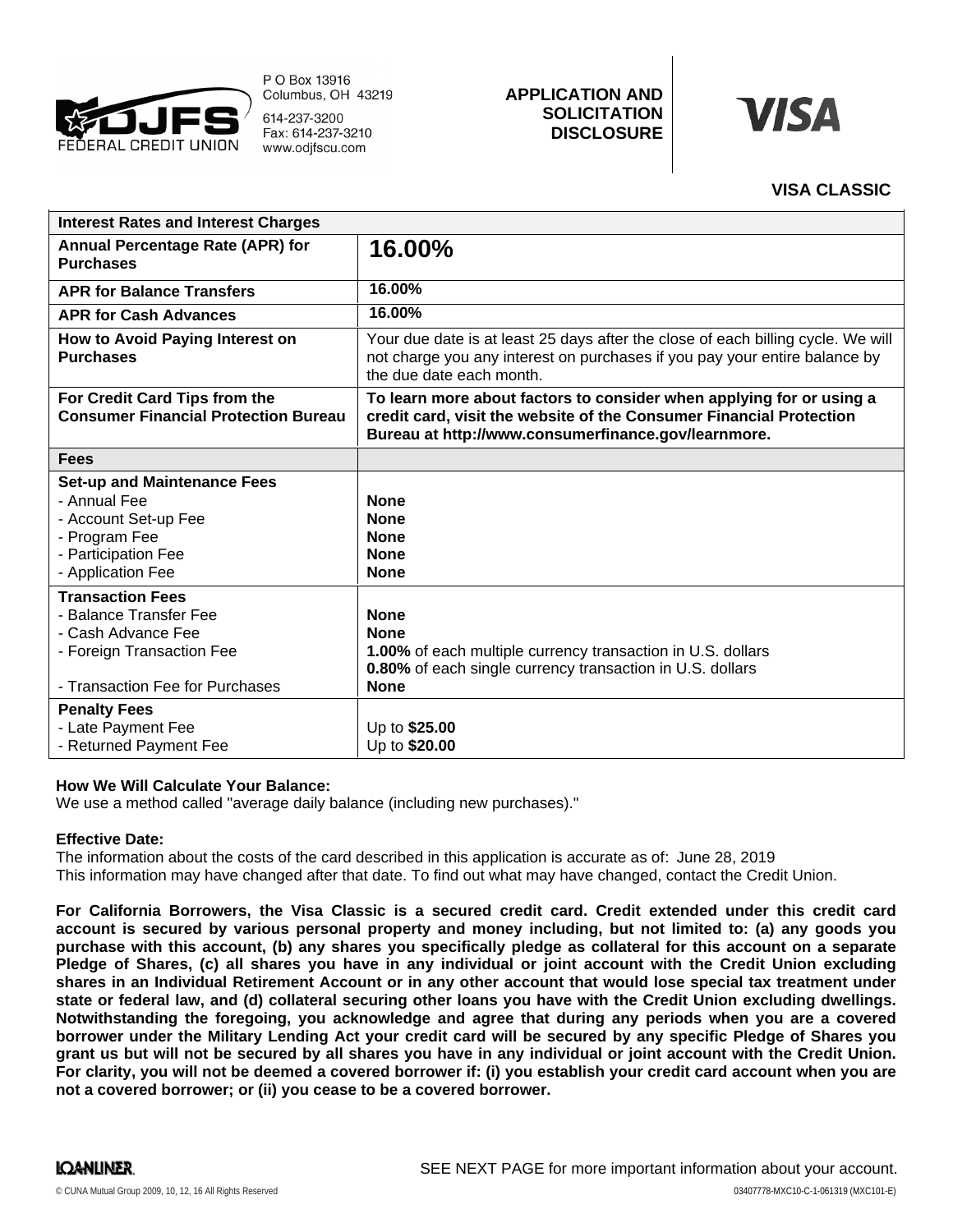P O Box 13916
Columbus, OH 43219
614-237-3200
Fax: 614-237-3210
www.odjfscu.com

ODJFS FEDERAL CREDIT UNION

# APPLICATION AND SOLICITATION DISCLOSURE

VISA

## VISA CLASSIC

| **Interest Rates and Interest Charges** | |
|---|---|
| **Annual Percentage Rate (APR) for Purchases** | **16.00%** |
| **APR for Balance Transfers** | **16.00%** |
| **APR for Cash Advances** | **16.00%** |
| **How to Avoid Paying Interest on Purchases** | Your due date is at least 25 days after the close of each billing cycle. We will not charge you any interest on purchases if you pay your entire balance by the due date each month. |
| **For Credit Card Tips from the Consumer Financial Protection Bureau** | **To learn more about factors to consider when applying for or using a credit card, visit the website of the Consumer Financial Protection Bureau at http://www.consumerfinance.gov/learnmore.** |
| **Fees** | |
| **Set-up and Maintenance Fees**<br>- Annual Fee<br>- Account Set-up Fee<br>- Program Fee<br>- Participation Fee<br>- Application Fee | <br>**None**<br>**None**<br>**None**<br>**None**<br>**None** |
| **Transaction Fees**<br>- Balance Transfer Fee<br>- Cash Advance Fee<br>- Foreign Transaction Fee<br><br>- Transaction Fee for Purchases | <br>**None**<br>**None**<br>**1.00%** of each multiple currency transaction in U.S. dollars<br>**0.80%** of each single currency transaction in U.S. dollars<br>**None** |
| **Penalty Fees**<br>- Late Payment Fee<br>- Returned Payment Fee | <br>Up to **$25.00**<br>Up to **$20.00** |

**How We Will Calculate Your Balance:**
We use a method called "average daily balance (including new purchases)."

**Effective Date:**
The information about the costs of the card described in this application is accurate as of: June 28, 2019
This information may have changed after that date. To find out what may have changed, contact the Credit Union.

**For California Borrowers, the Visa Classic is a secured credit card. Credit extended under this credit card account is secured by various personal property and money including, but not limited to: (a) any goods you purchase with this account, (b) any shares you specifically pledge as collateral for this account on a separate Pledge of Shares, (c) all shares you have in any individual or joint account with the Credit Union excluding shares in an Individual Retirement Account or in any other account that would lose special tax treatment under state or federal law, and (d) collateral securing other loans you have with the Credit Union excluding dwellings. Notwithstanding the foregoing, you acknowledge and agree that during any periods when you are a covered borrower under the Military Lending Act your credit card will be secured by any specific Pledge of Shares you grant us but will not be secured by all shares you have in any individual or joint account with the Credit Union. For clarity, you will not be deemed a covered borrower if: (i) you establish your credit card account when you are not a covered borrower; or (ii) you cease to be a covered borrower.**

LOANLINER.

SEE NEXT PAGE for more important information about your account.

© CUNA Mutual Group 2009, 10, 12, 16 All Rights Reserved

03407778-MXC10-C-1-061319 (MXC101-E)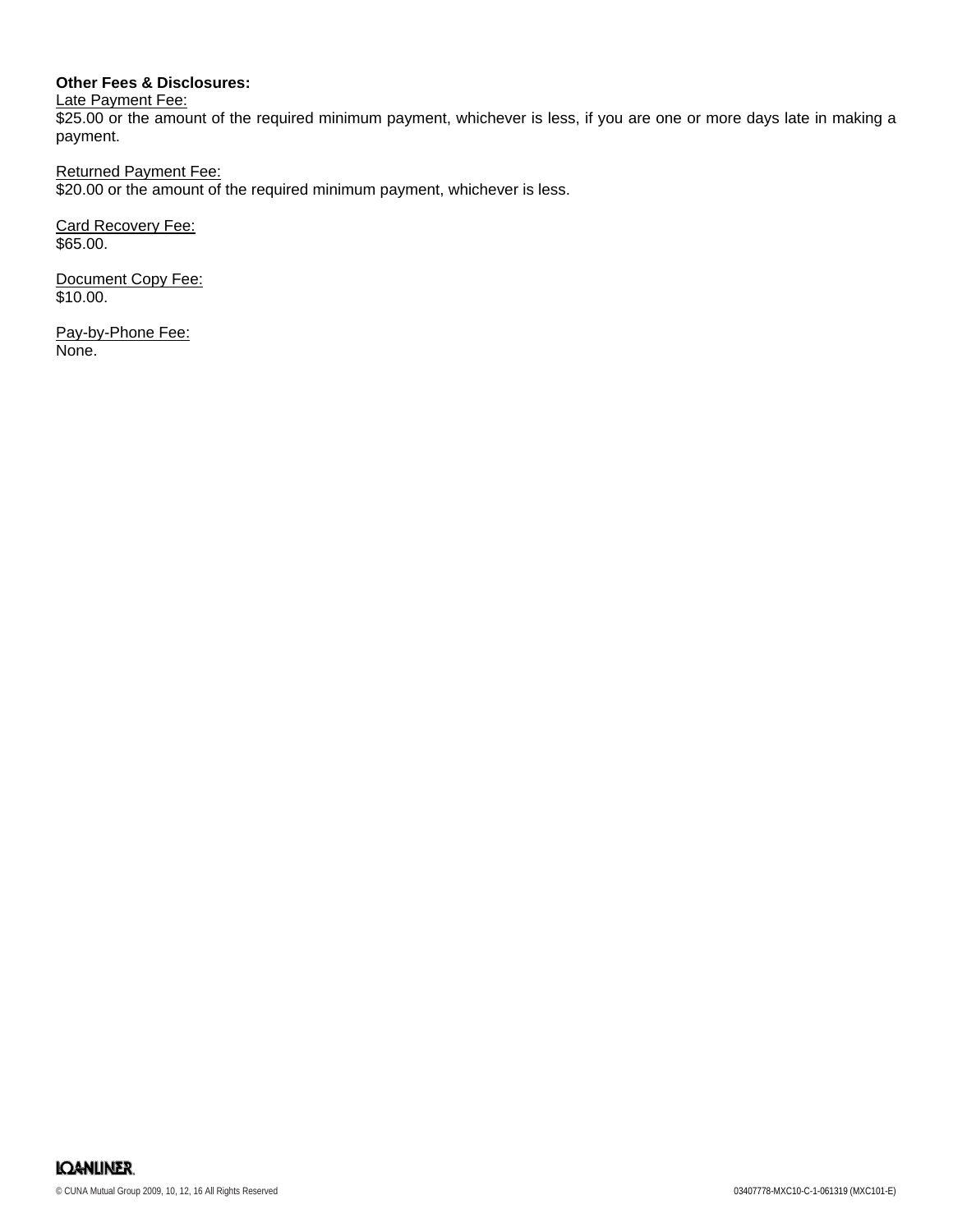**Other Fees & Disclosures:**

Late Payment Fee:
$25.00 or the amount of the required minimum payment, whichever is less, if you are one or more days late in making a payment.

Returned Payment Fee:
$20.00 or the amount of the required minimum payment, whichever is less.

Card Recovery Fee:
$65.00.

Document Copy Fee:
$10.00.

Pay-by-Phone Fee:
None.

LOANLINER.

© CUNA Mutual Group 2009, 10, 12, 16 All Rights Reserved

03407778-MXC10-C-1-061319 (MXC101-E)